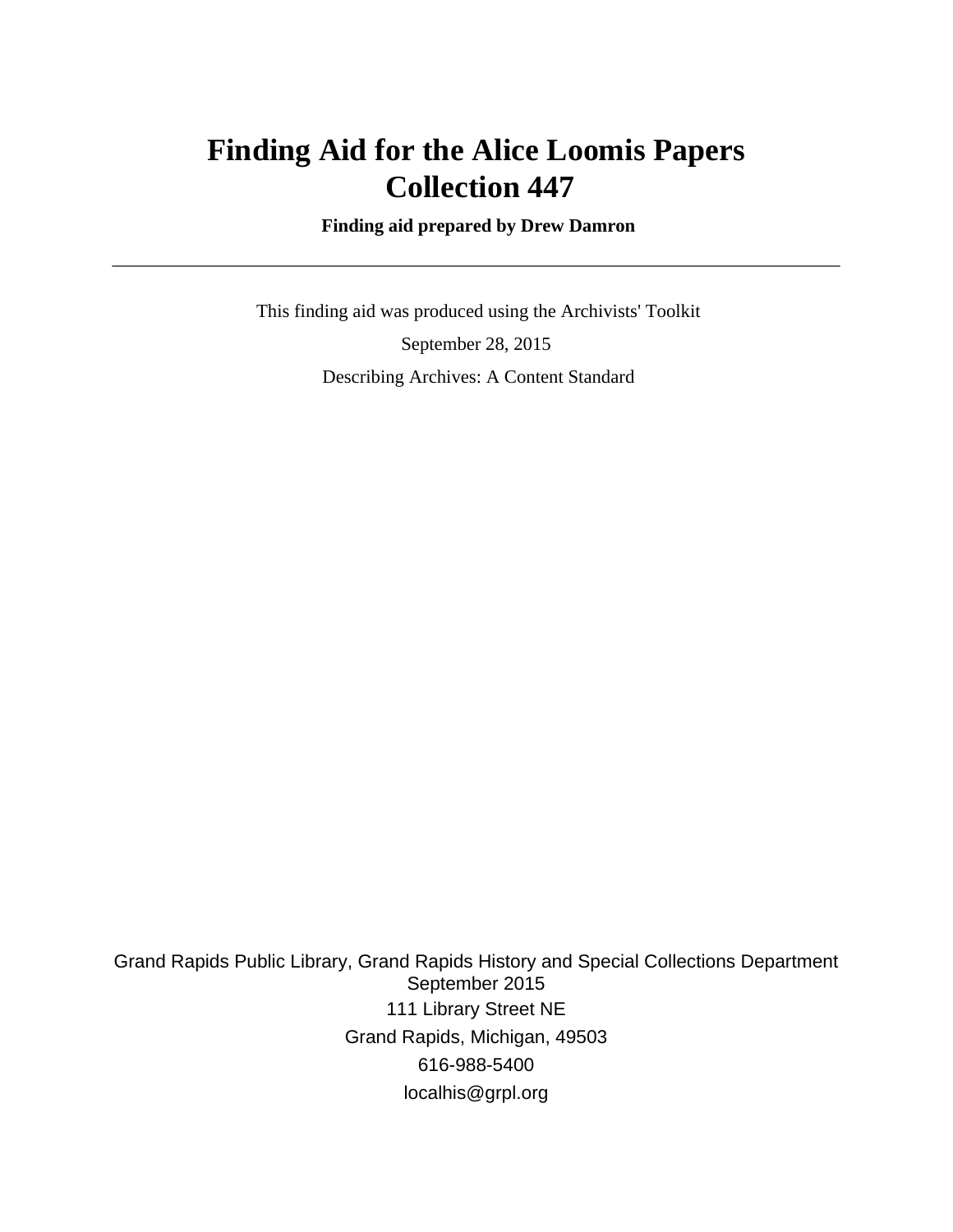# Finding Aid for the Alice Loomis Papers
# Collection 447

**Finding aid prepared by Drew Damron**

---

This finding aid was produced using the Archivists' Toolkit

September 28, 2015

Describing Archives: A Content Standard

Grand Rapids Public Library, Grand Rapids History and Special Collections Department
September 2015
111 Library Street NE
Grand Rapids, Michigan, 49503
616-988-5400
localhis@grpl.org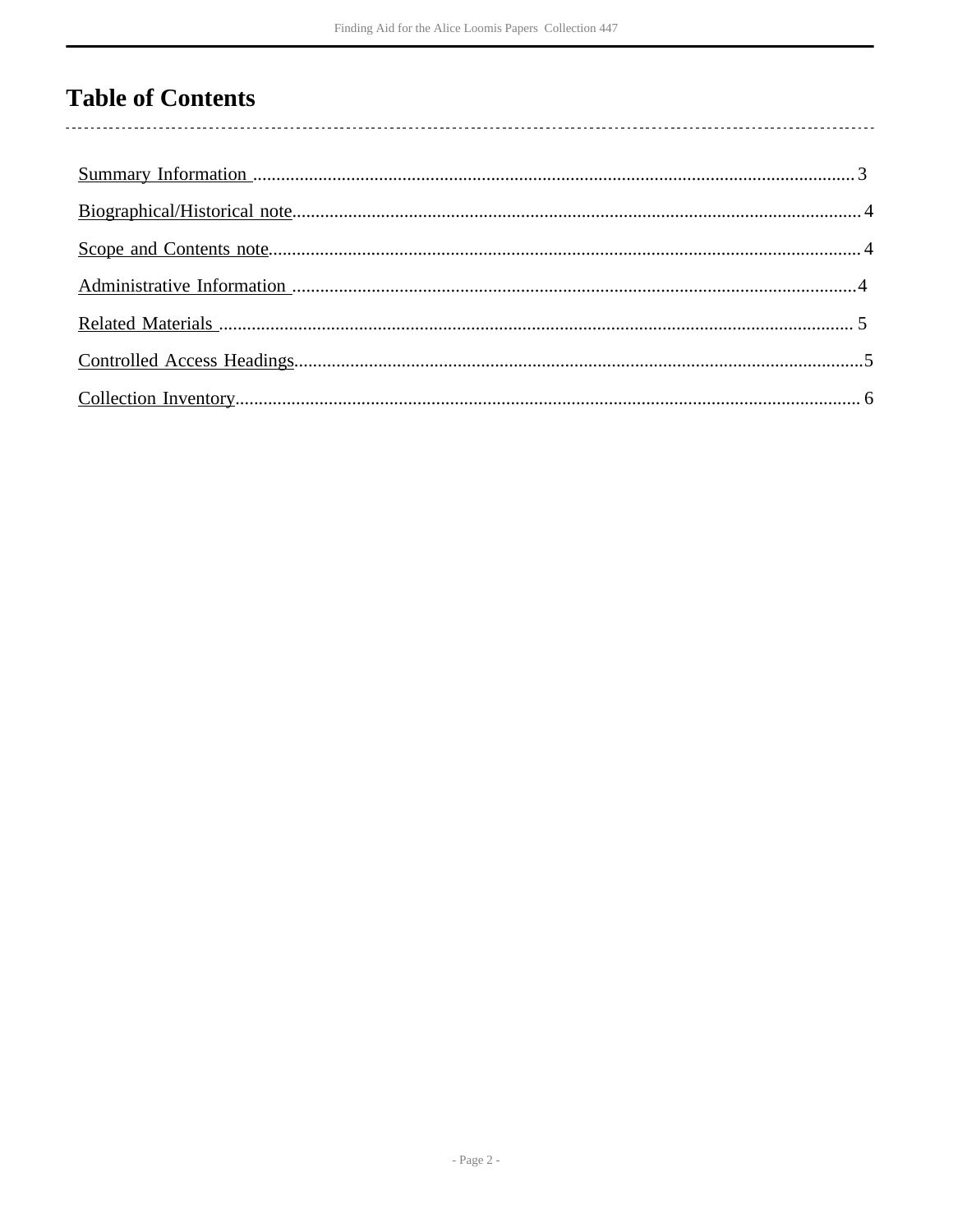# Table of Contents

Summary Information ........................................................................................................ 3

Biographical/Historical note............................................................................................... 4

Scope and Contents note.................................................................................................... 4

Administrative Information ................................................................................................ 4

Related Materials ............................................................................................................... 5

Controlled Access Headings................................................................................................ 5

Collection Inventory........................................................................................................... 6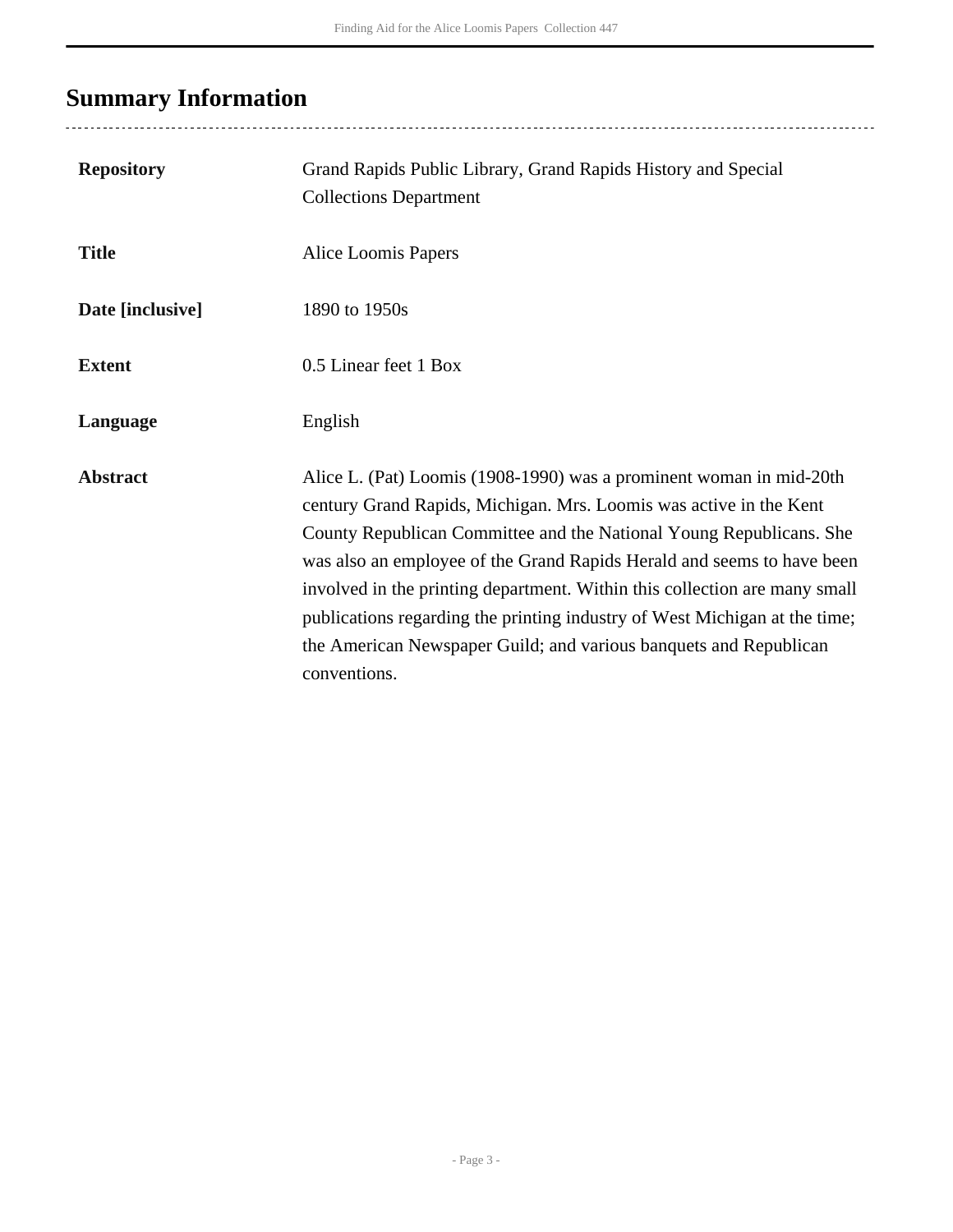## Summary Information

| | |
|---|---|
| **Repository** | Grand Rapids Public Library, Grand Rapids History and Special Collections Department |
| **Title** | Alice Loomis Papers |
| **Date [inclusive]** | 1890 to 1950s |
| **Extent** | 0.5 Linear feet 1 Box |
| **Language** | English |
| **Abstract** | Alice L. (Pat) Loomis (1908-1990) was a prominent woman in mid-20th century Grand Rapids, Michigan. Mrs. Loomis was active in the Kent County Republican Committee and the National Young Republicans. She was also an employee of the Grand Rapids Herald and seems to have been involved in the printing department. Within this collection are many small publications regarding the printing industry of West Michigan at the time; the American Newspaper Guild; and various banquets and Republican conventions. |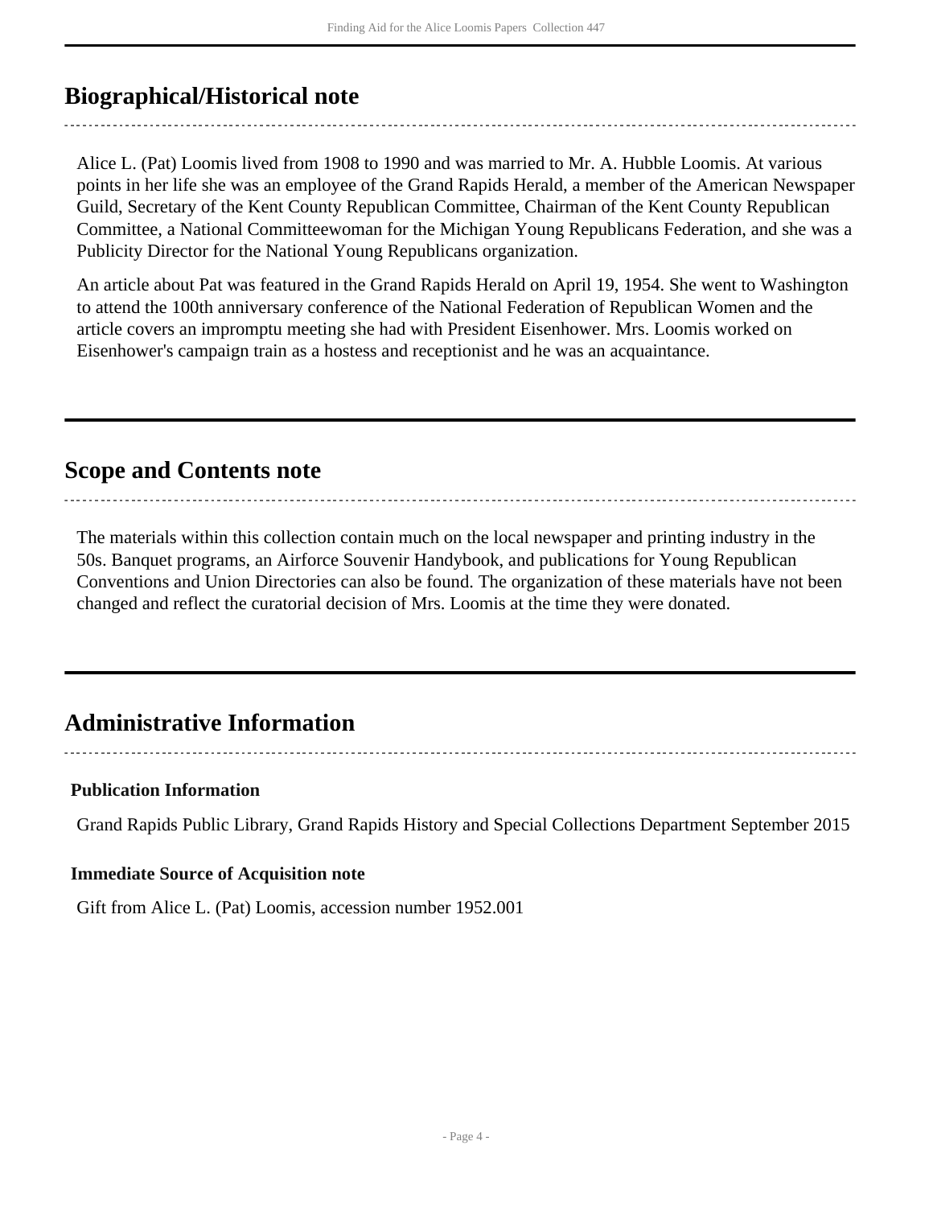## Biographical/Historical note

Alice L. (Pat) Loomis lived from 1908 to 1990 and was married to Mr. A. Hubble Loomis. At various points in her life she was an employee of the Grand Rapids Herald, a member of the American Newspaper Guild, Secretary of the Kent County Republican Committee, Chairman of the Kent County Republican Committee, a National Committeewoman for the Michigan Young Republicans Federation, and she was a Publicity Director for the National Young Republicans organization.

An article about Pat was featured in the Grand Rapids Herald on April 19, 1954. She went to Washington to attend the 100th anniversary conference of the National Federation of Republican Women and the article covers an impromptu meeting she had with President Eisenhower. Mrs. Loomis worked on Eisenhower's campaign train as a hostess and receptionist and he was an acquaintance.

## Scope and Contents note

The materials within this collection contain much on the local newspaper and printing industry in the 50s. Banquet programs, an Airforce Souvenir Handybook, and publications for Young Republican Conventions and Union Directories can also be found. The organization of these materials have not been changed and reflect the curatorial decision of Mrs. Loomis at the time they were donated.

## Administrative Information

### Publication Information

Grand Rapids Public Library, Grand Rapids History and Special Collections Department September 2015

### Immediate Source of Acquisition note

Gift from Alice L. (Pat) Loomis, accession number 1952.001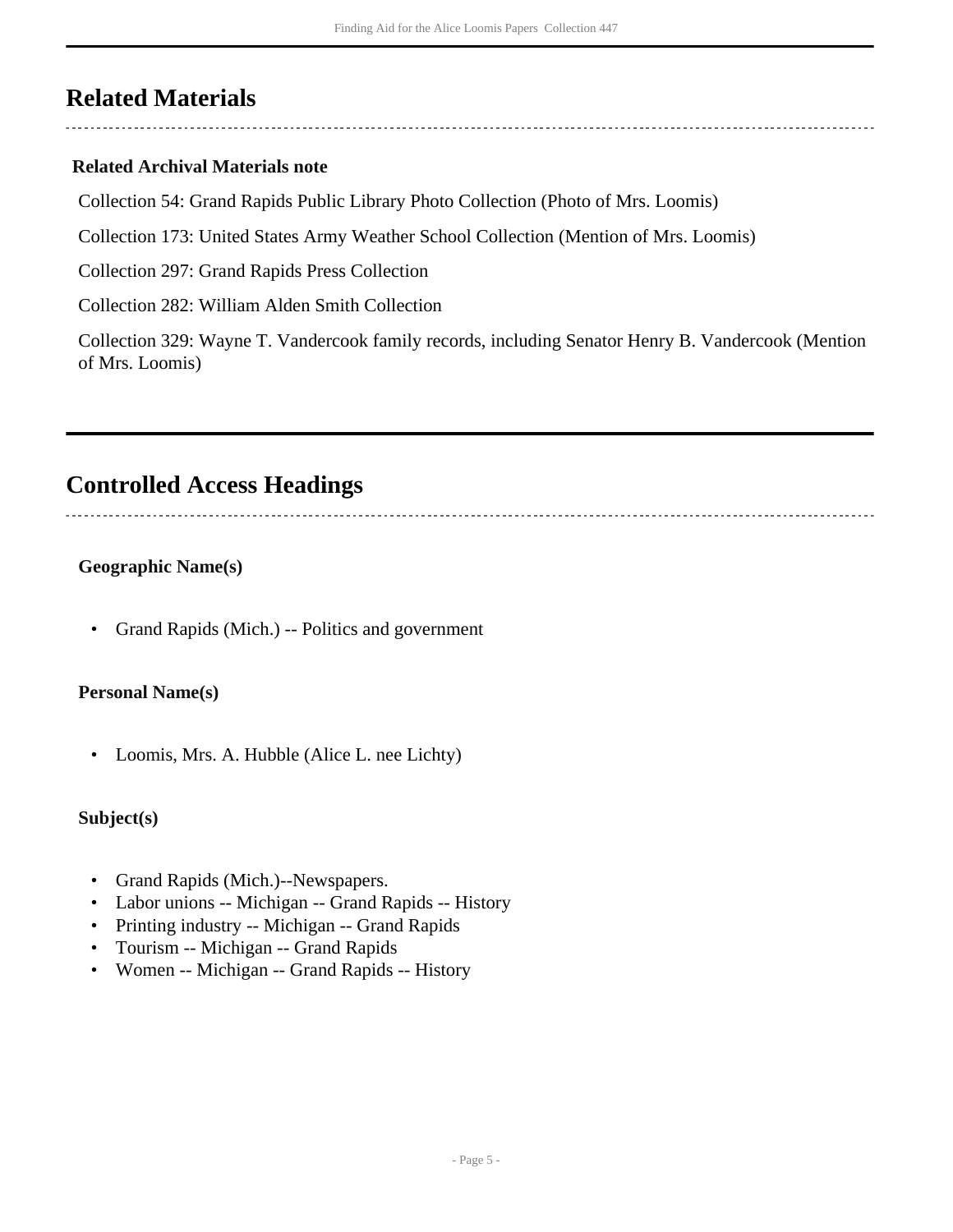## Related Materials

### Related Archival Materials note

Collection 54: Grand Rapids Public Library Photo Collection (Photo of Mrs. Loomis)

Collection 173: United States Army Weather School Collection (Mention of Mrs. Loomis)

Collection 297: Grand Rapids Press Collection

Collection 282: William Alden Smith Collection

Collection 329: Wayne T. Vandercook family records, including Senator Henry B. Vandercook (Mention of Mrs. Loomis)

## Controlled Access Headings

### Geographic Name(s)

- Grand Rapids (Mich.) -- Politics and government

### Personal Name(s)

- Loomis, Mrs. A. Hubble (Alice L. nee Lichty)

### Subject(s)

- Grand Rapids (Mich.)--Newspapers.
- Labor unions -- Michigan -- Grand Rapids -- History
- Printing industry -- Michigan -- Grand Rapids
- Tourism -- Michigan -- Grand Rapids
- Women -- Michigan -- Grand Rapids -- History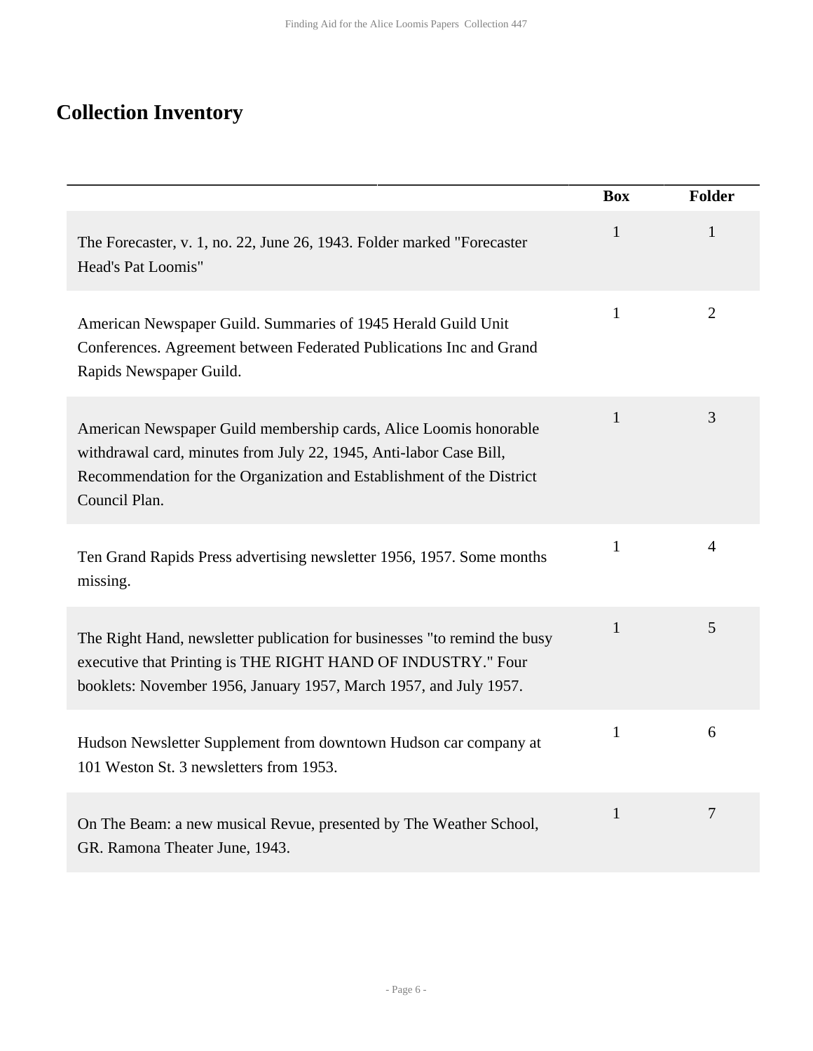## Collection Inventory

| | Box | Folder |
|---|---|---|
| The Forecaster, v. 1, no. 22, June 26, 1943. Folder marked "Forecaster Head's Pat Loomis" | 1 | 1 |
| American Newspaper Guild. Summaries of 1945 Herald Guild Unit Conferences. Agreement between Federated Publications Inc and Grand Rapids Newspaper Guild. | 1 | 2 |
| American Newspaper Guild membership cards, Alice Loomis honorable withdrawal card, minutes from July 22, 1945, Anti-labor Case Bill, Recommendation for the Organization and Establishment of the District Council Plan. | 1 | 3 |
| Ten Grand Rapids Press advertising newsletter 1956, 1957. Some months missing. | 1 | 4 |
| The Right Hand, newsletter publication for businesses "to remind the busy executive that Printing is THE RIGHT HAND OF INDUSTRY." Four booklets: November 1956, January 1957, March 1957, and July 1957. | 1 | 5 |
| Hudson Newsletter Supplement from downtown Hudson car company at 101 Weston St. 3 newsletters from 1953. | 1 | 6 |
| On The Beam: a new musical Revue, presented by The Weather School, GR. Ramona Theater June, 1943. | 1 | 7 |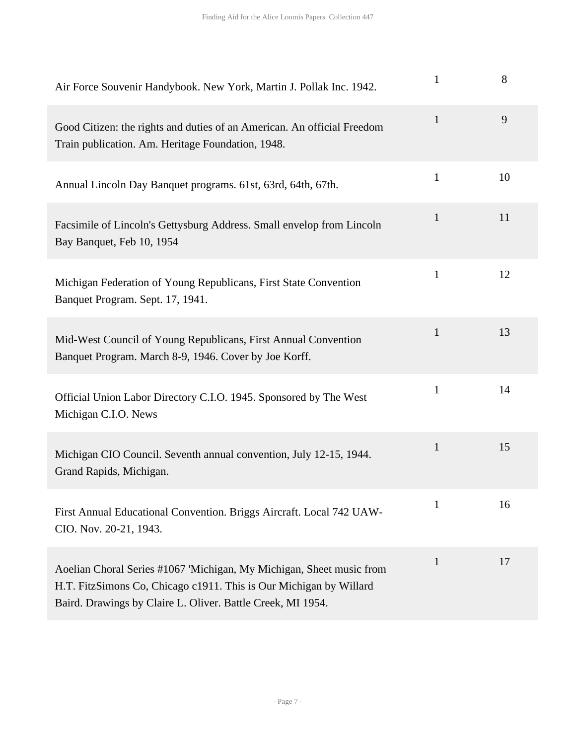| | | |
|---|---|---|
| Air Force Souvenir Handybook. New York, Martin J. Pollak Inc. 1942. | 1 | 8 |
| Good Citizen: the rights and duties of an American. An official Freedom Train publication. Am. Heritage Foundation, 1948. | 1 | 9 |
| Annual Lincoln Day Banquet programs. 61st, 63rd, 64th, 67th. | 1 | 10 |
| Facsimile of Lincoln's Gettysburg Address. Small envelop from Lincoln Bay Banquet, Feb 10, 1954 | 1 | 11 |
| Michigan Federation of Young Republicans, First State Convention Banquet Program. Sept. 17, 1941. | 1 | 12 |
| Mid-West Council of Young Republicans, First Annual Convention Banquet Program. March 8-9, 1946. Cover by Joe Korff. | 1 | 13 |
| Official Union Labor Directory C.I.O. 1945. Sponsored by The West Michigan C.I.O. News | 1 | 14 |
| Michigan CIO Council. Seventh annual convention, July 12-15, 1944. Grand Rapids, Michigan. | 1 | 15 |
| First Annual Educational Convention. Briggs Aircraft. Local 742 UAW-CIO. Nov. 20-21, 1943. | 1 | 16 |
| Aoelian Choral Series #1067 'Michigan, My Michigan, Sheet music from H.T. FitzSimons Co, Chicago c1911. This is Our Michigan by Willard Baird. Drawings by Claire L. Oliver. Battle Creek, MI 1954. | 1 | 17 |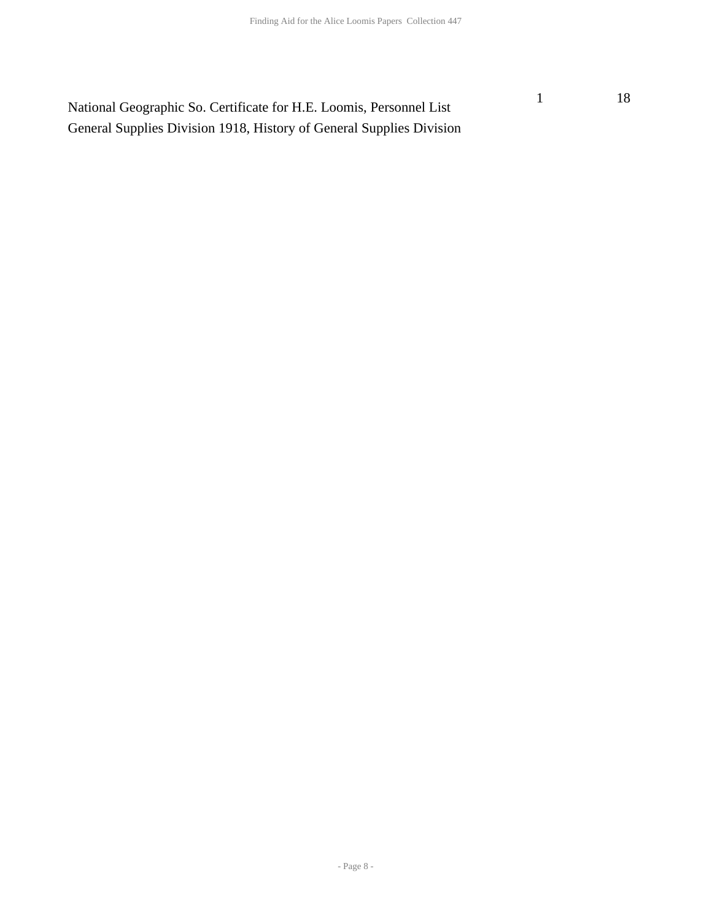| | | |
|---|---|---|
| National Geographic So. Certificate for H.E. Loomis, Personnel List General Supplies Division 1918, History of General Supplies Division | 1 | 18 |